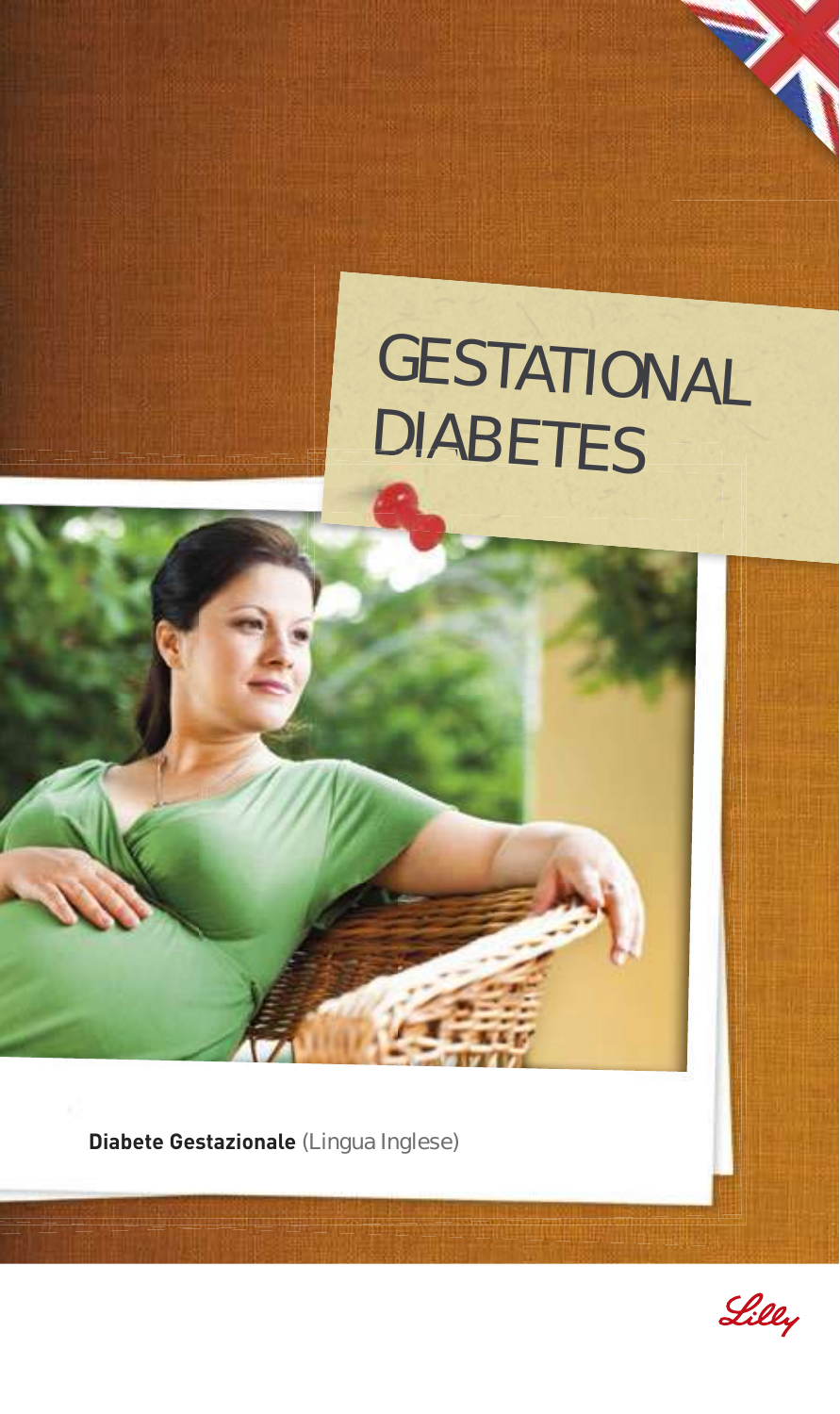# GESTATIONAL DIABETES

**Diabete Gestazionale** (Lingua Inglese)

Lilly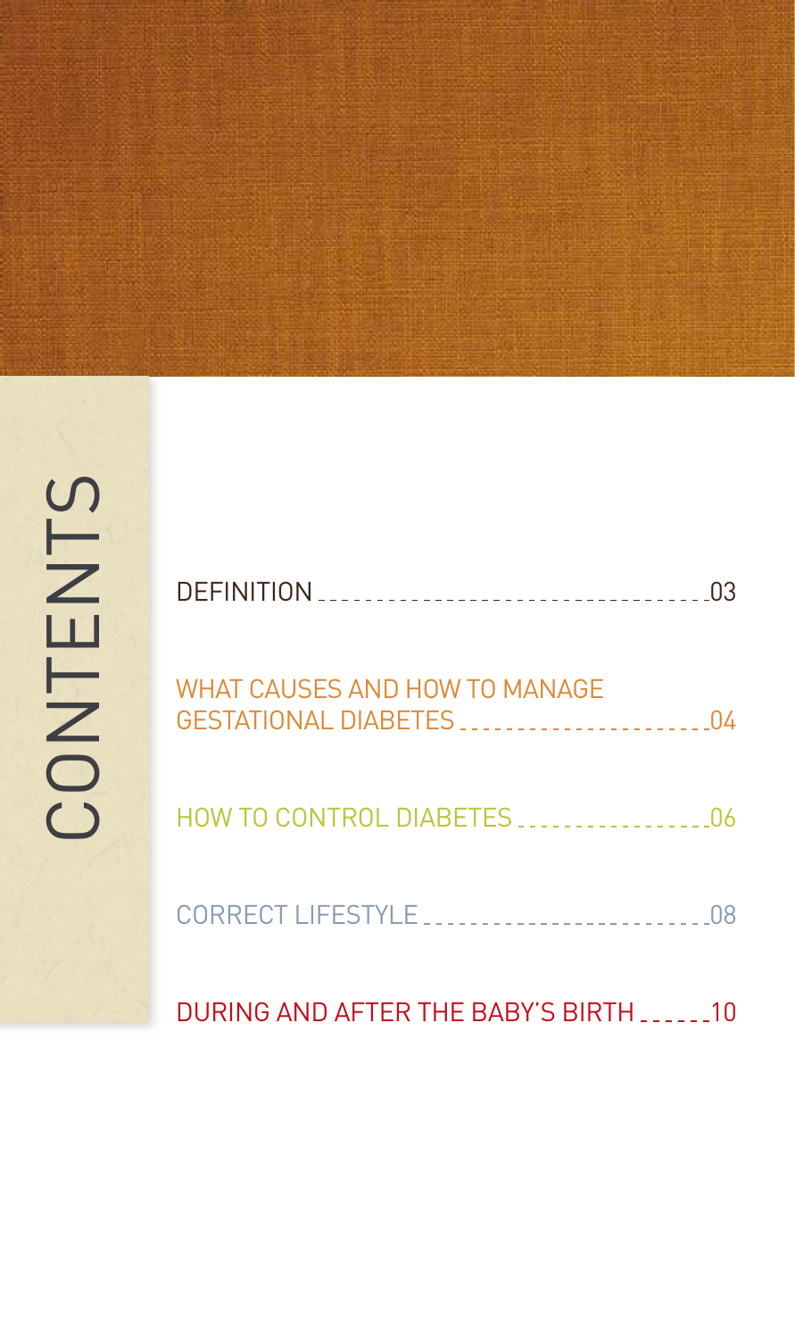# CONTENTS

DEFINITION ........................................ 03

WHAT CAUSES AND HOW TO MANAGE GESTATIONAL DIABETES ........................ 04

HOW TO CONTROL DIABETES .................. 06

CORRECT LIFESTYLE .......................... 08

DURING AND AFTER THE BABY'S BIRTH ...... 10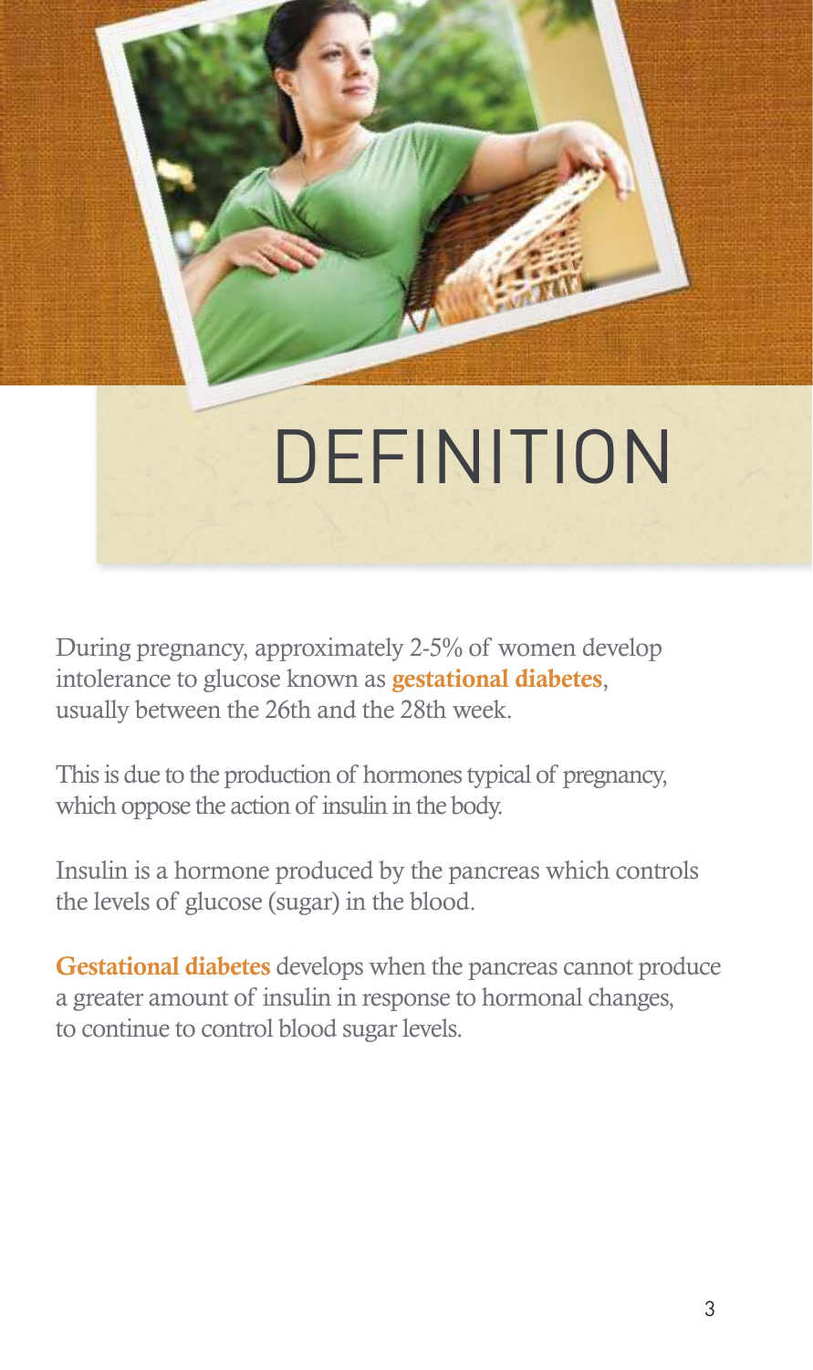# DEFINITION

During pregnancy, approximately 2-5% of women develop intolerance to glucose known as **gestational diabetes**, usually between the 26th and the 28th week.

This is due to the production of hormones typical of pregnancy, which oppose the action of insulin in the body.

Insulin is a hormone produced by the pancreas which controls the levels of glucose (sugar) in the blood.

**Gestational diabetes** develops when the pancreas cannot produce a greater amount of insulin in response to hormonal changes, to continue to control blood sugar levels.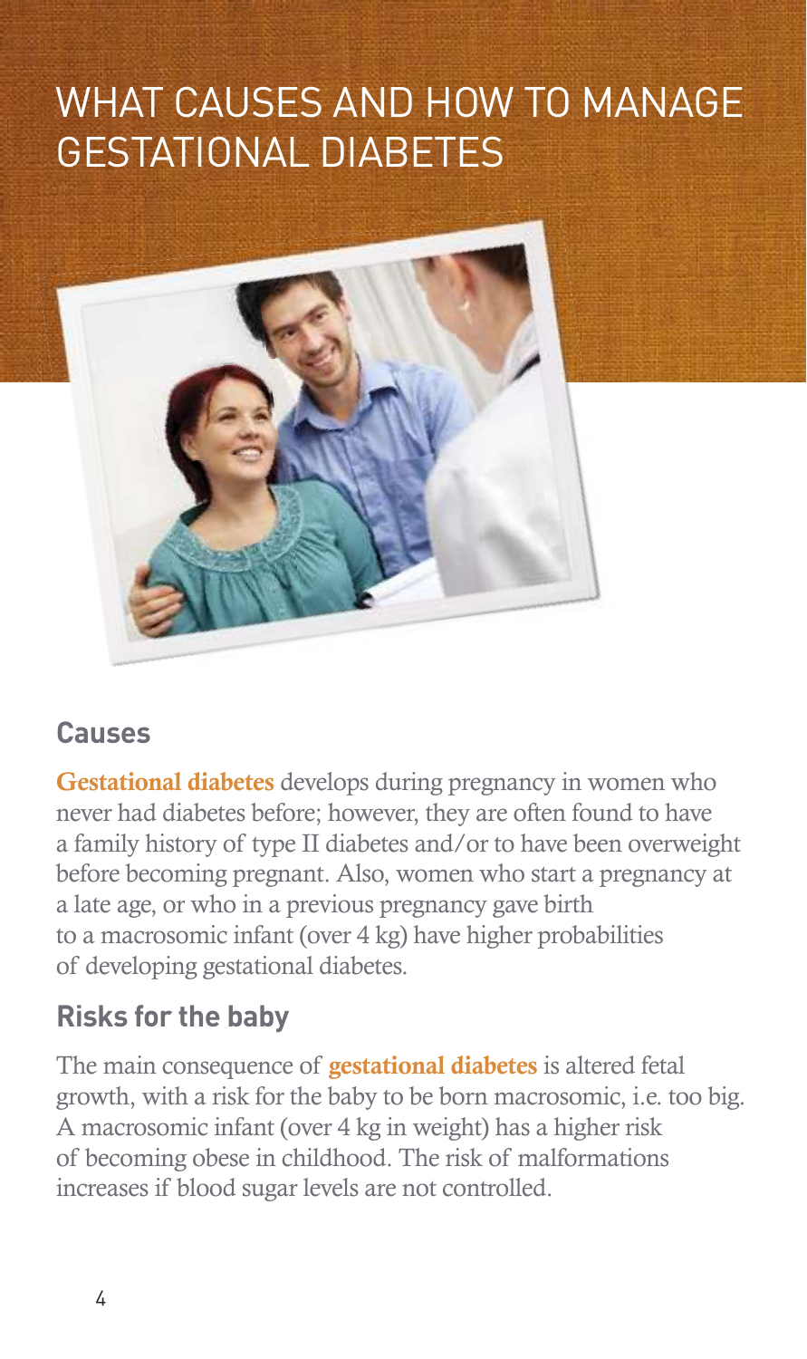# WHAT CAUSES AND HOW TO MANAGE GESTATIONAL DIABETES

## Causes

**Gestational diabetes** develops during pregnancy in women who never had diabetes before; however, they are often found to have a family history of type II diabetes and/or to have been overweight before becoming pregnant. Also, women who start a pregnancy at a late age, or who in a previous pregnancy gave birth to a macrosomic infant (over 4 kg) have higher probabilities of developing gestational diabetes.

## Risks for the baby

The main consequence of **gestational diabetes** is altered fetal growth, with a risk for the baby to be born macrosomic, i.e. too big. A macrosomic infant (over 4 kg in weight) has a higher risk of becoming obese in childhood. The risk of malformations increases if blood sugar levels are not controlled.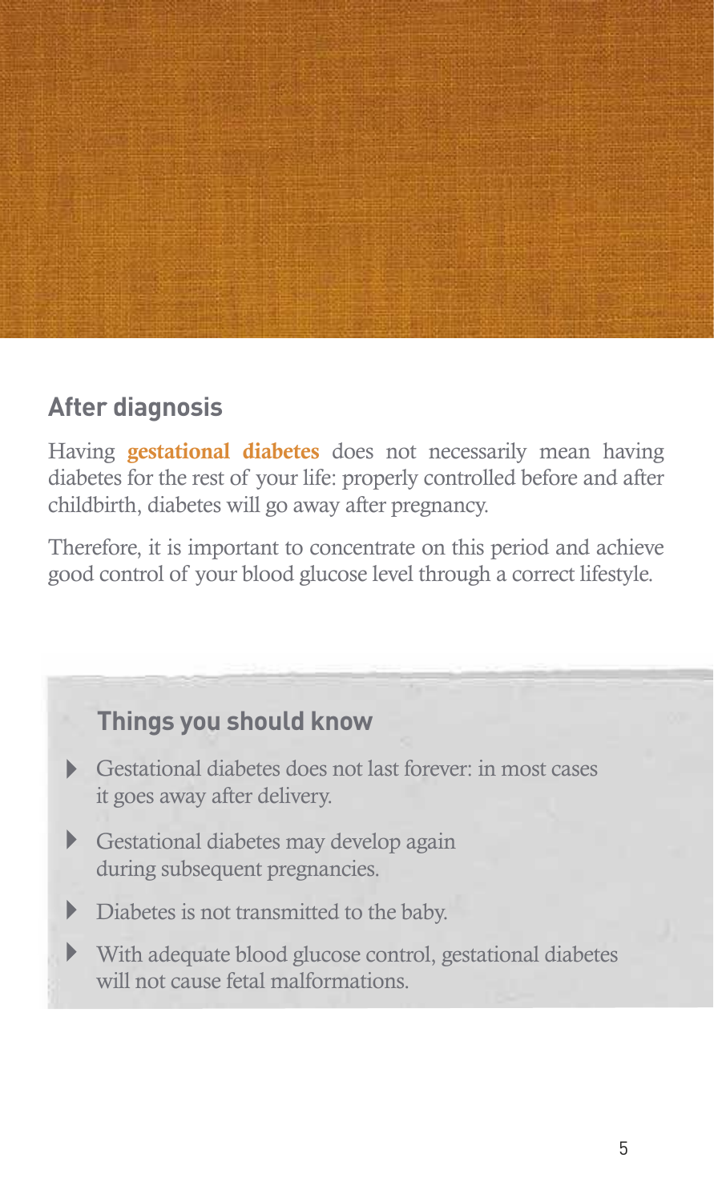## After diagnosis

Having **gestational diabetes** does not necessarily mean having diabetes for the rest of your life: properly controlled before and after childbirth, diabetes will go away after pregnancy.

Therefore, it is important to concentrate on this period and achieve good control of your blood glucose level through a correct lifestyle.

### Things you should know

- Gestational diabetes does not last forever: in most cases it goes away after delivery.
- Gestational diabetes may develop again during subsequent pregnancies.
- Diabetes is not transmitted to the baby.
- With adequate blood glucose control, gestational diabetes will not cause fetal malformations.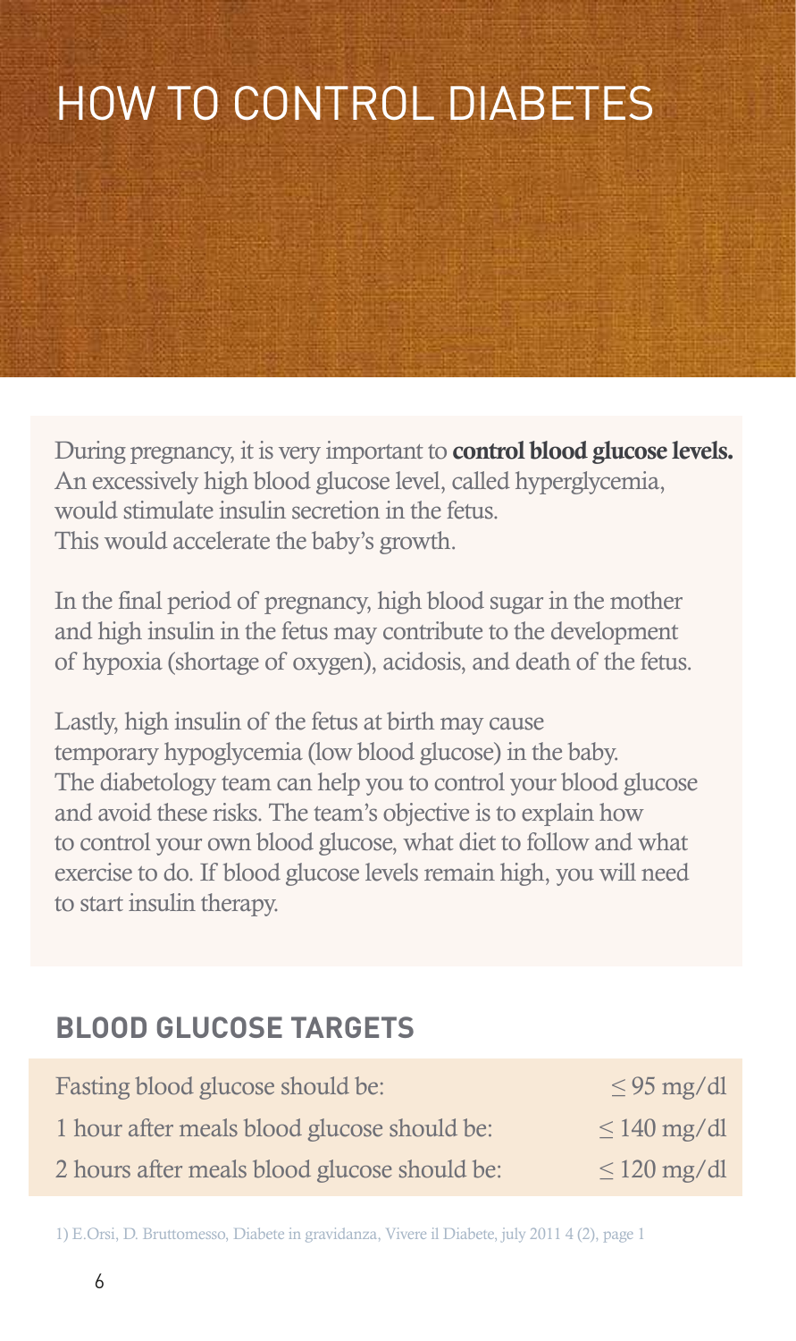# HOW TO CONTROL DIABETES

During pregnancy, it is very important to **control blood glucose levels.** An excessively high blood glucose level, called hyperglycemia, would stimulate insulin secretion in the fetus. This would accelerate the baby's growth.

In the final period of pregnancy, high blood sugar in the mother and high insulin in the fetus may contribute to the development of hypoxia (shortage of oxygen), acidosis, and death of the fetus.

Lastly, high insulin of the fetus at birth may cause temporary hypoglycemia (low blood glucose) in the baby. The diabetology team can help you to control your blood glucose and avoid these risks. The team's objective is to explain how to control your own blood glucose, what diet to follow and what exercise to do. If blood glucose levels remain high, you will need to start insulin therapy.

## BLOOD GLUCOSE TARGETS

| | |
|---|---|
| Fasting blood glucose should be: | ≤ 95 mg/dl |
| 1 hour after meals blood glucose should be: | ≤ 140 mg/dl |
| 2 hours after meals blood glucose should be: | ≤ 120 mg/dl |

1) E.Orsi, D. Bruttomesso, Diabete in gravidanza, Vivere il Diabete, july 2011 4 (2), page 1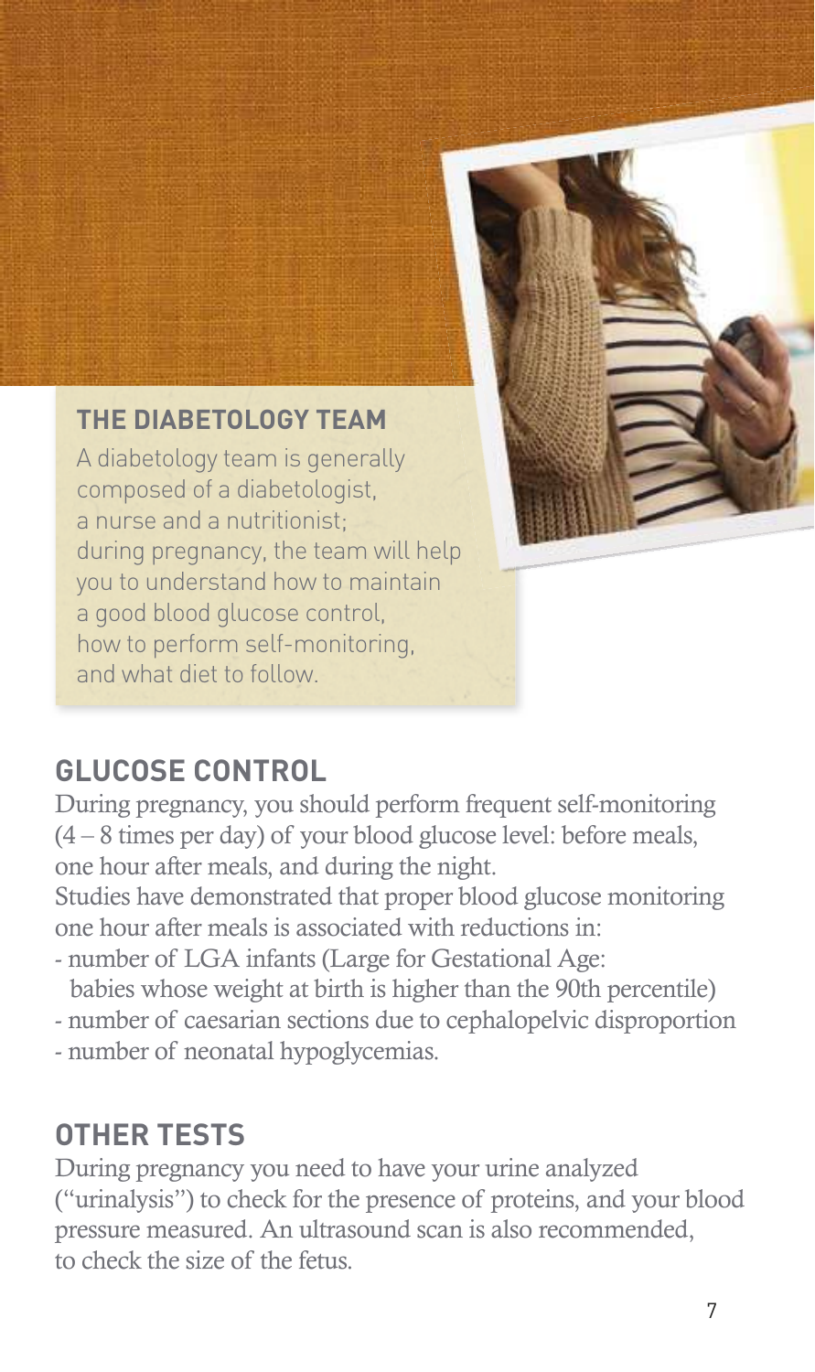## THE DIABETOLOGY TEAM

A diabetology team is generally composed of a diabetologist, a nurse and a nutritionist; during pregnancy, the team will help you to understand how to maintain a good blood glucose control, how to perform self-monitoring, and what diet to follow.

## GLUCOSE CONTROL

During pregnancy, you should perform frequent self-monitoring (4 – 8 times per day) of your blood glucose level: before meals, one hour after meals, and during the night.

Studies have demonstrated that proper blood glucose monitoring one hour after meals is associated with reductions in:

- number of LGA infants (Large for Gestational Age: babies whose weight at birth is higher than the 90th percentile)
- number of caesarian sections due to cephalopelvic disproportion
- number of neonatal hypoglycemias.

## OTHER TESTS

During pregnancy you need to have your urine analyzed ("urinalysis") to check for the presence of proteins, and your blood pressure measured. An ultrasound scan is also recommended, to check the size of the fetus.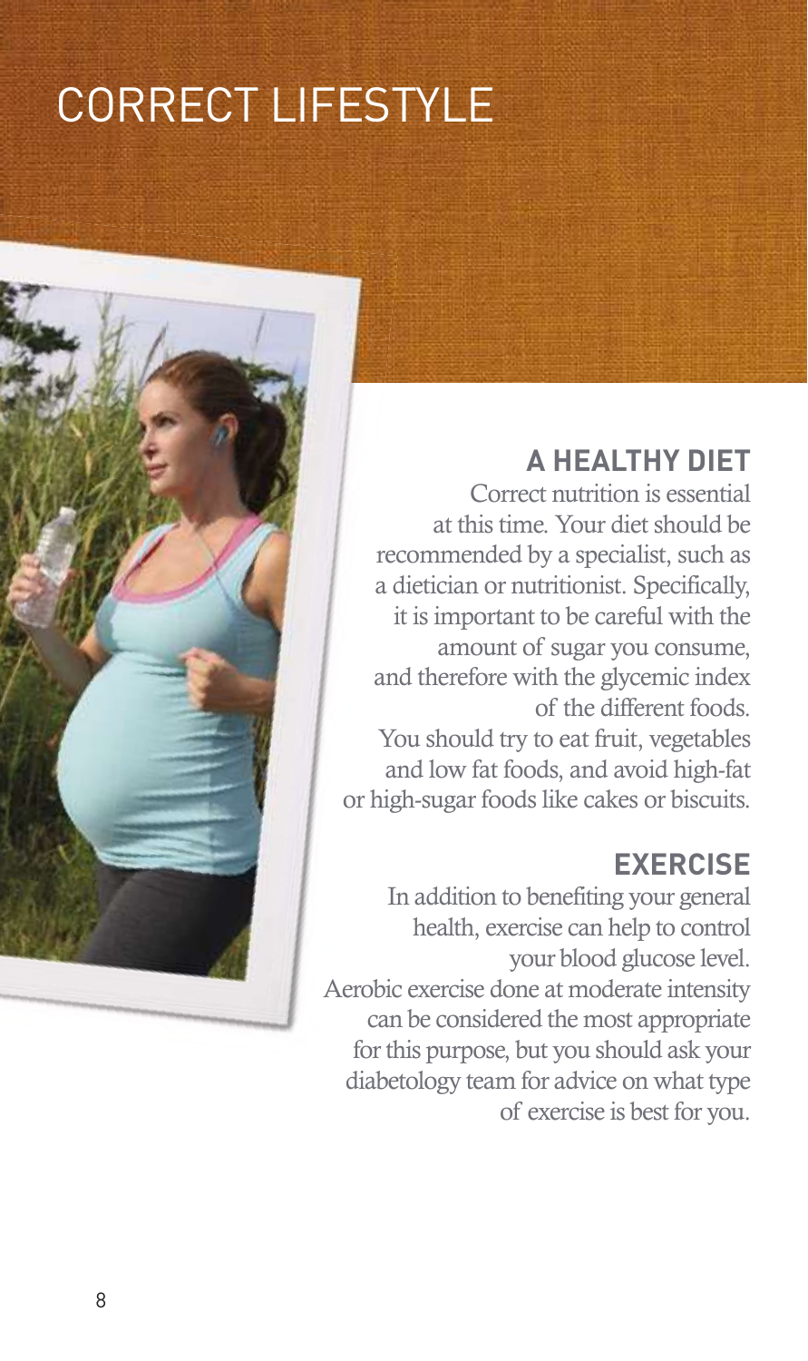# CORRECT LIFESTYLE

## A HEALTHY DIET

Correct nutrition is essential at this time. Your diet should be recommended by a specialist, such as a dietician or nutritionist. Specifically, it is important to be careful with the amount of sugar you consume, and therefore with the glycemic index of the different foods.

You should try to eat fruit, vegetables and low fat foods, and avoid high-fat or high-sugar foods like cakes or biscuits.

## EXERCISE

In addition to benefiting your general health, exercise can help to control your blood glucose level.

Aerobic exercise done at moderate intensity can be considered the most appropriate for this purpose, but you should ask your diabetology team for advice on what type of exercise is best for you.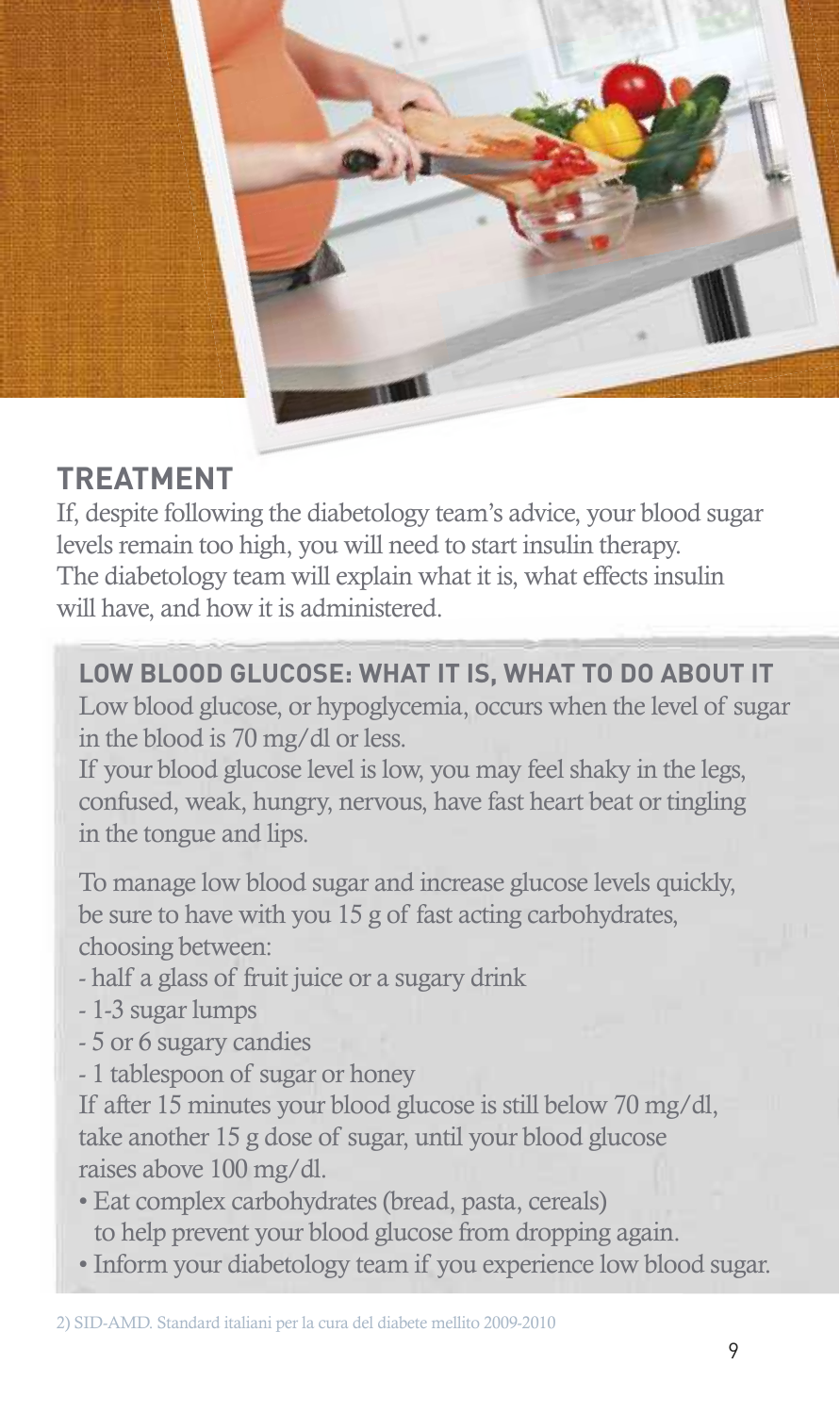## TREATMENT

If, despite following the diabetology team's advice, your blood sugar levels remain too high, you will need to start insulin therapy. The diabetology team will explain what it is, what effects insulin will have, and how it is administered.

### LOW BLOOD GLUCOSE: WHAT IT IS, WHAT TO DO ABOUT IT

Low blood glucose, or hypoglycemia, occurs when the level of sugar in the blood is 70 mg/dl or less.

If your blood glucose level is low, you may feel shaky in the legs, confused, weak, hungry, nervous, have fast heart beat or tingling in the tongue and lips.

To manage low blood sugar and increase glucose levels quickly, be sure to have with you 15 g of fast acting carbohydrates, choosing between:

- half a glass of fruit juice or a sugary drink
- 1-3 sugar lumps
- 5 or 6 sugary candies
- 1 tablespoon of sugar or honey

If after 15 minutes your blood glucose is still below 70 mg/dl, take another 15 g dose of sugar, until your blood glucose raises above 100 mg/dl.

- Eat complex carbohydrates (bread, pasta, cereals) to help prevent your blood glucose from dropping again.
- Inform your diabetology team if you experience low blood sugar.

2) SID-AMD. Standard italiani per la cura del diabete mellito 2009-2010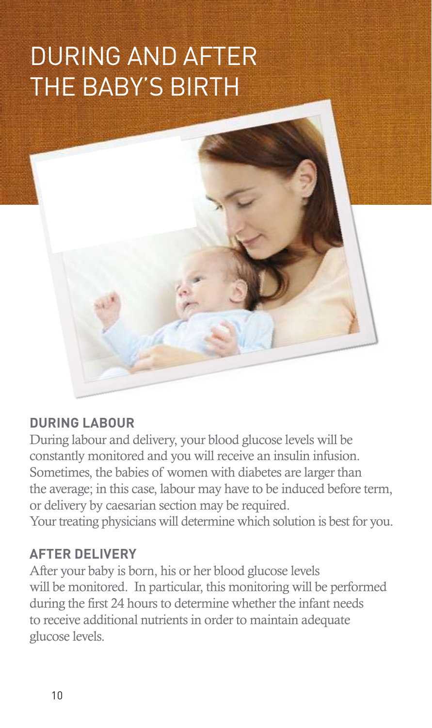# DURING AND AFTER THE BABY'S BIRTH

## DURING LABOUR

During labour and delivery, your blood glucose levels will be constantly monitored and you will receive an insulin infusion. Sometimes, the babies of women with diabetes are larger than the average; in this case, labour may have to be induced before term, or delivery by caesarian section may be required.
Your treating physicians will determine which solution is best for you.

## AFTER DELIVERY

After your baby is born, his or her blood glucose levels will be monitored. In particular, this monitoring will be performed during the first 24 hours to determine whether the infant needs to receive additional nutrients in order to maintain adequate glucose levels.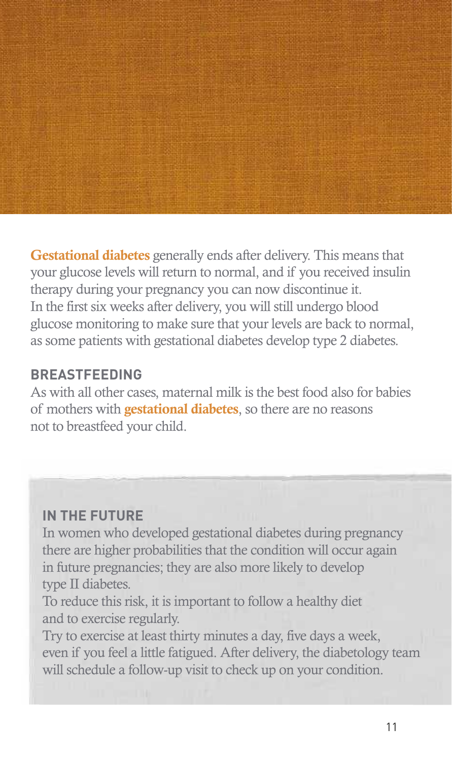**Gestational diabetes** generally ends after delivery. This means that your glucose levels will return to normal, and if you received insulin therapy during your pregnancy you can now discontinue it. In the first six weeks after delivery, you will still undergo blood glucose monitoring to make sure that your levels are back to normal, as some patients with gestational diabetes develop type 2 diabetes.

## BREASTFEEDING

As with all other cases, maternal milk is the best food also for babies of mothers with **gestational diabetes**, so there are no reasons not to breastfeed your child.

## IN THE FUTURE

In women who developed gestational diabetes during pregnancy there are higher probabilities that the condition will occur again in future pregnancies; they are also more likely to develop type II diabetes.

To reduce this risk, it is important to follow a healthy diet and to exercise regularly.

Try to exercise at least thirty minutes a day, five days a week, even if you feel a little fatigued. After delivery, the diabetology team will schedule a follow-up visit to check up on your condition.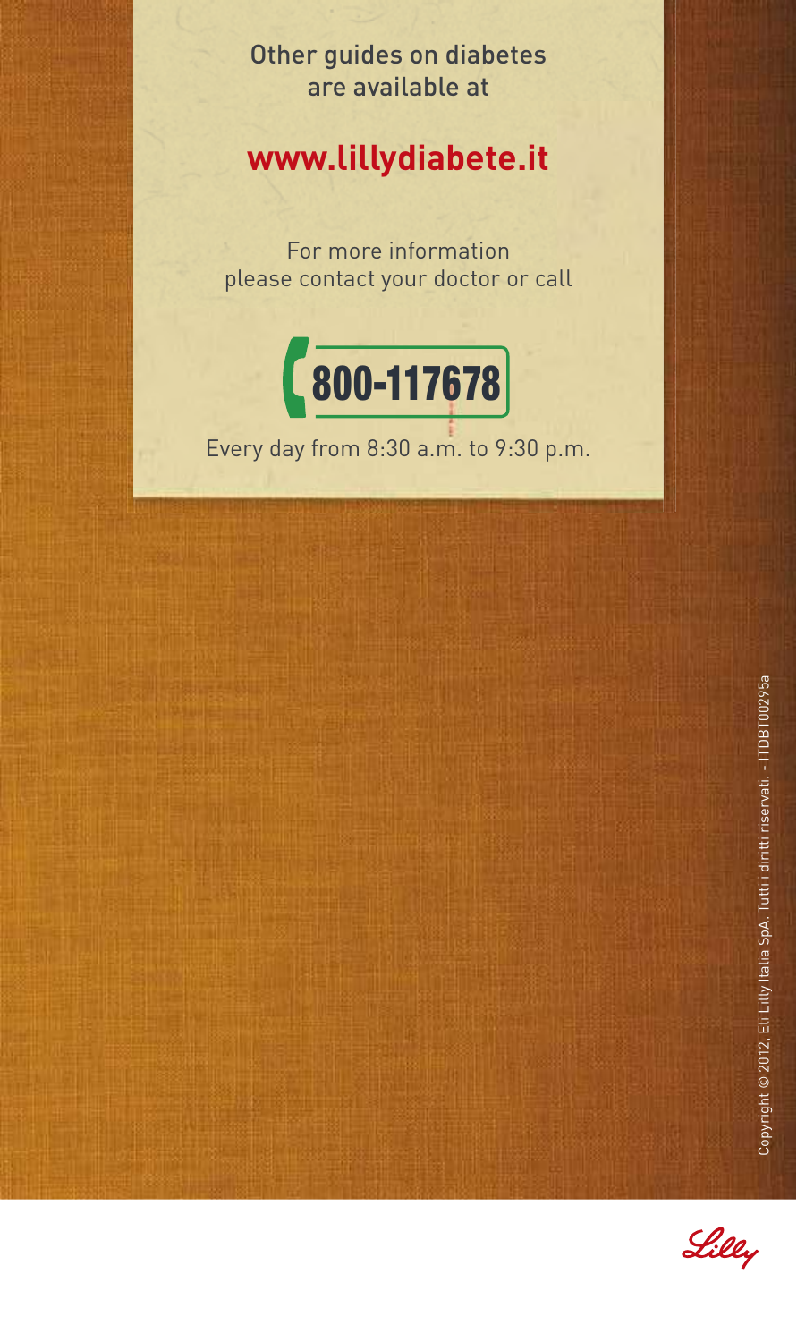Other guides on diabetes are available at

**www.lillydiabete.it**

For more information please contact your doctor or call

**800-117678**

Every day from 8:30 a.m. to 9:30 p.m.

Copyright © 2012, Eli Lilly Italia SpA. Tutti i diritti riservati. - ITDBT00295a

Lilly